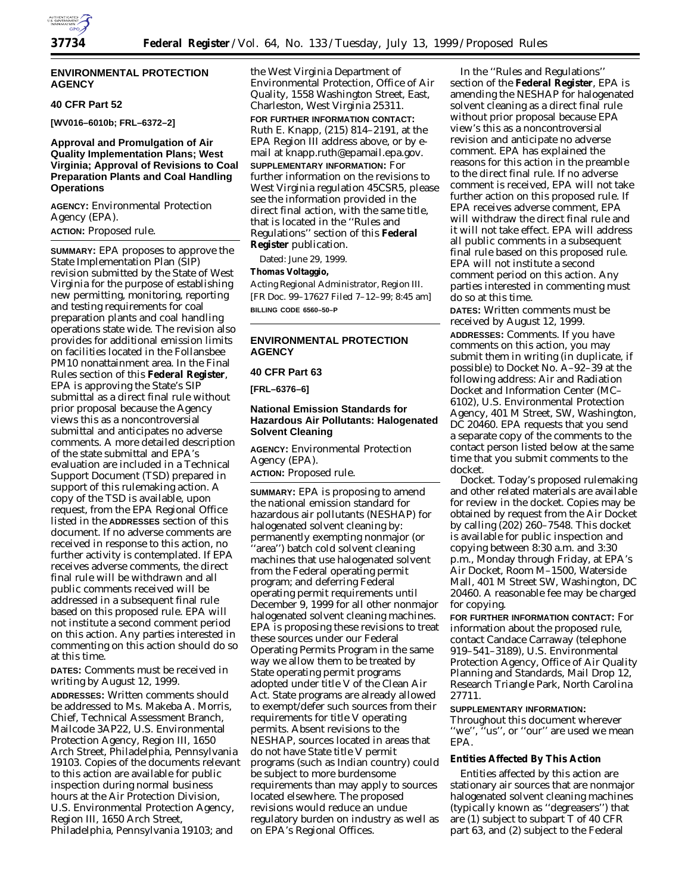## ENVIRONMENTAL PROTECTION AGENCY

### 40 CFR Part 52

**[WV016–6010b; FRL–6372–2]**

### Approval and Promulgation of Air Quality Implementation Plans; West Virginia; Approval of Revisions to Coal Preparation Plants and Coal Handling Operations

**AGENCY:** Environmental Protection Agency (EPA).

**ACTION:** Proposed rule.

**SUMMARY:** EPA proposes to approve the State Implementation Plan (SIP) revision submitted by the State of West Virginia for the purpose of establishing new permitting, monitoring, reporting and testing requirements for coal preparation plants and coal handling operations state wide. The revision also provides for additional emission limits on facilities located in the Follansbee PM10 nonattainment area. In the Final Rules section of this **Federal Register**, EPA is approving the State's SIP submittal as a direct final rule without prior proposal because the Agency views this as a noncontroversial submittal and anticipates no adverse comments. A more detailed description of the state submittal and EPA's evaluation are included in a Technical Support Document (TSD) prepared in support of this rulemaking action. A copy of the TSD is available, upon request, from the EPA Regional Office listed in the **ADDRESSES** section of this document. If no adverse comments are received in response to this action, no further activity is contemplated. If EPA receives adverse comments, the direct final rule will be withdrawn and all public comments received will be addressed in a subsequent final rule based on this proposed rule. EPA will not institute a second comment period on this action. Any parties interested in commenting on this action should do so at this time.

**DATES:** Comments must be received in writing by August 12, 1999.

**ADDRESSES:** Written comments should be addressed to Ms. Makeba A. Morris, Chief, Technical Assessment Branch, Mailcode 3AP22, U.S. Environmental Protection Agency, Region III, 1650 Arch Street, Philadelphia, Pennsylvania 19103. Copies of the documents relevant to this action are available for public inspection during normal business hours at the Air Protection Division, U.S. Environmental Protection Agency, Region III, 1650 Arch Street, Philadelphia, Pennsylvania 19103; and the West Virginia Department of Environmental Protection, Office of Air Quality, 1558 Washington Street, East, Charleston, West Virginia 25311.

**FOR FURTHER INFORMATION CONTACT:** Ruth E. Knapp, (215) 814–2191, at the EPA Region III address above, or by e-mail at knapp.ruth@epamail.epa.gov.

**SUPPLEMENTARY INFORMATION:** For further information on the revisions to West Virginia regulation 45CSR5, please see the information provided in the direct final action, with the same title, that is located in the ''Rules and Regulations'' section of this **Federal Register** publication.

Dated: June 29, 1999.

**Thomas Voltaggio,**

*Acting Regional Administrator, Region III.*

[FR Doc. 99–17627 Filed 7–12–99; 8:45 am]

**BILLING CODE 6560–50–P**

---

## ENVIRONMENTAL PROTECTION AGENCY

### 40 CFR Part 63

**[FRL–6376–6]**

### National Emission Standards for Hazardous Air Pollutants: Halogenated Solvent Cleaning

**AGENCY:** Environmental Protection Agency (EPA).

**ACTION:** Proposed rule.

**SUMMARY:** EPA is proposing to amend the national emission standard for hazardous air pollutants (NESHAP) for halogenated solvent cleaning by: permanently exempting nonmajor (or ''area'') batch cold solvent cleaning machines that use halogenated solvent from the Federal operating permit program; and deferring Federal operating permit requirements until December 9, 1999 for all other nonmajor halogenated solvent cleaning machines. EPA is proposing these revisions to treat these sources under our Federal Operating Permits Program in the same way we allow them to be treated by State operating permit programs adopted under title V of the Clean Air Act. State programs are already allowed to exempt/defer such sources from their requirements for title V operating permits. Absent revisions to the NESHAP, sources located in areas that do not have State title V permit programs (such as Indian country) could be subject to more burdensome requirements than may apply to sources located elsewhere. The proposed revisions would reduce an undue regulatory burden on industry as well as on EPA's Regional Offices.

In the ''Rules and Regulations'' section of the **Federal Register**, EPA is amending the NESHAP for halogenated solvent cleaning as a direct final rule without prior proposal because EPA view's this as a noncontroversial revision and anticipate no adverse comment. EPA has explained the reasons for this action in the preamble to the direct final rule. If no adverse comment is received, EPA will not take further action on this proposed rule. If EPA receives adverse comment, EPA will withdraw the direct final rule and it will not take effect. EPA will address all public comments in a subsequent final rule based on this proposed rule. EPA will not institute a second comment period on this action. Any parties interested in commenting must do so at this time.

**DATES:** Written comments must be received by August 12, 1999.

**ADDRESSES:** Comments. If you have comments on this action, you may submit them in writing (in duplicate, if possible) to Docket No. A–92–39 at the following address: Air and Radiation Docket and Information Center (MC–6102), U.S. Environmental Protection Agency, 401 M Street, SW, Washington, DC 20460. EPA requests that you send a separate copy of the comments to the contact person listed below at the same time that you submit comments to the docket.

Docket. Today's proposed rulemaking and other related materials are available for review in the docket. Copies may be obtained by request from the Air Docket by calling (202) 260–7548. This docket is available for public inspection and copying between 8:30 a.m. and 3:30 p.m., Monday through Friday, at EPA's Air Docket, Room M–1500, Waterside Mall, 401 M Street SW, Washington, DC 20460. A reasonable fee may be charged for copying.

**FOR FURTHER INFORMATION CONTACT:** For information about the proposed rule, contact Candace Carraway (telephone 919–541–3189), U.S. Environmental Protection Agency, Office of Air Quality Planning and Standards, Mail Drop 12, Research Triangle Park, North Carolina 27711.

**SUPPLEMENTARY INFORMATION:**

Throughout this document wherever ''we'', ''us'', or ''our'' are used we mean EPA.

#### Entities Affected By This Action

Entities affected by this action are stationary air sources that are nonmajor halogenated solvent cleaning machines (typically known as ''degreasers'') that are (1) subject to subpart T of 40 CFR part 63, and (2) subject to the Federal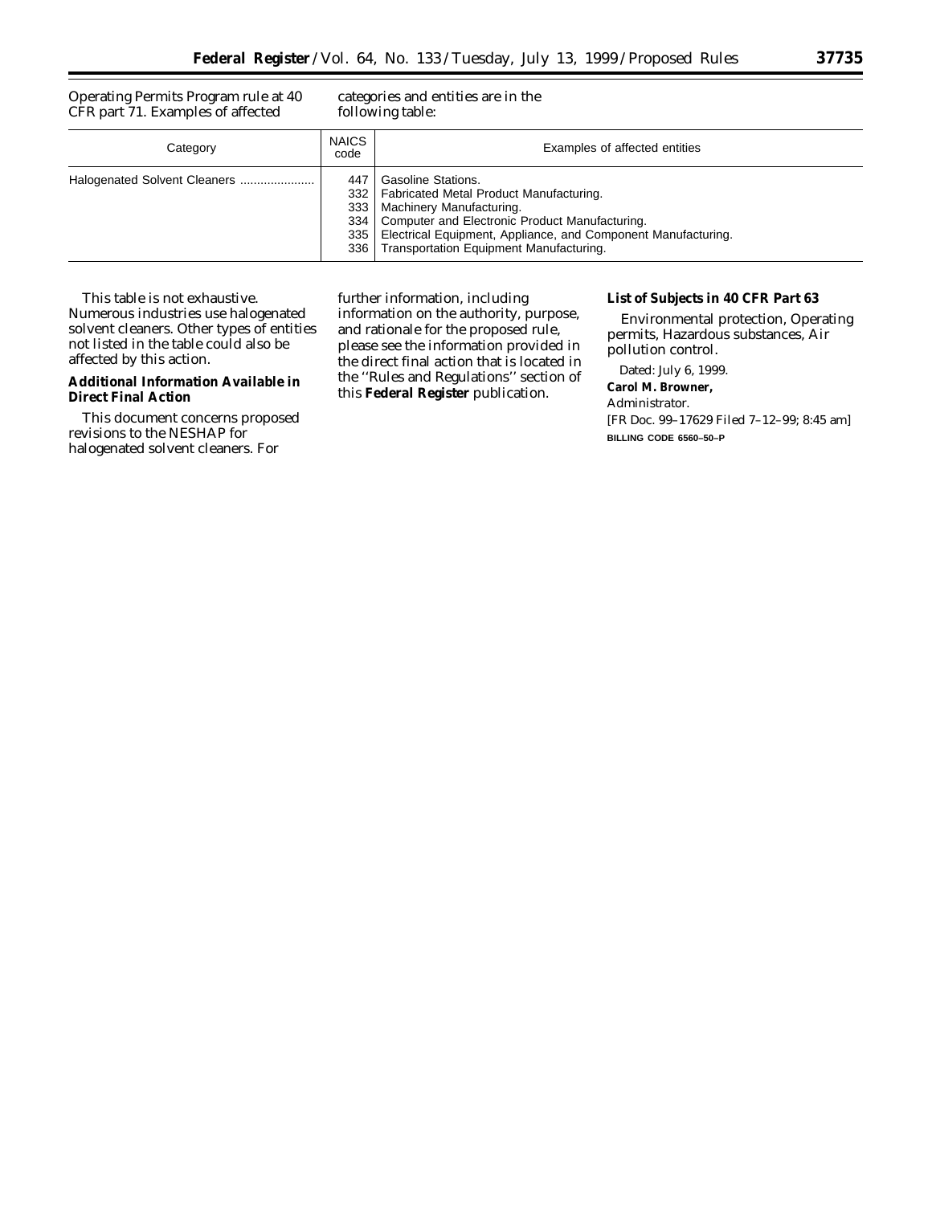Operating Permits Program rule at 40 CFR part 71. Examples of affected categories and entities are in the following table:

| Category | NAICS code | Examples of affected entities |
| --- | --- | --- |
| Halogenated Solvent Cleaners | 447 | Gasoline Stations. |
| | 332 | Fabricated Metal Product Manufacturing. |
| | 333 | Machinery Manufacturing. |
| | 334 | Computer and Electronic Product Manufacturing. |
| | 335 | Electrical Equipment, Appliance, and Component Manufacturing. |
| | 336 | Transportation Equipment Manufacturing. |

This table is not exhaustive. Numerous industries use halogenated solvent cleaners. Other types of entities not listed in the table could also be affected by this action.

**Additional Information Available in Direct Final Action**

This document concerns proposed revisions to the NESHAP for halogenated solvent cleaners. For further information, including information on the authority, purpose, and rationale for the proposed rule, please see the information provided in the direct final action that is located in the ''Rules and Regulations'' section of this **Federal Register** publication.

**List of Subjects in 40 CFR Part 63**

Environmental protection, Operating permits, Hazardous substances, Air pollution control.

Dated: July 6, 1999.

**Carol M. Browner,**

*Administrator.*

[FR Doc. 99–17629 Filed 7–12–99; 8:45 am]

BILLING CODE 6560–50–P